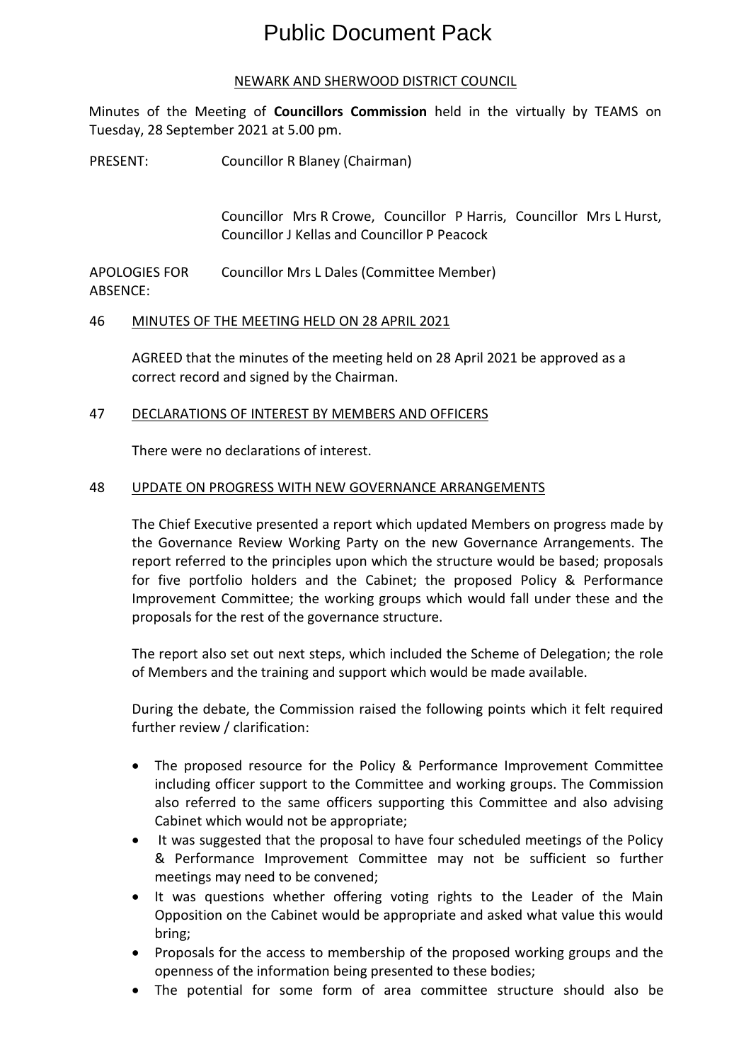# Public Document Pack

NEWARK AND SHERWOOD DISTRICT COUNCIL

Minutes of the Meeting of **Councillors Commission** held in the virtually by TEAMS on Tuesday, 28 September 2021 at 5.00 pm.

PRESENT: Councillor R Blaney (Chairman)

Councillor Mrs R Crowe, Councillor P Harris, Councillor Mrs L Hurst, Councillor J Kellas and Councillor P Peacock

APOLOGIES FOR ABSENCE: Councillor Mrs L Dales (Committee Member)

## 46 MINUTES OF THE MEETING HELD ON 28 APRIL 2021

AGREED that the minutes of the meeting held on 28 April 2021 be approved as a correct record and signed by the Chairman.

## 47 DECLARATIONS OF INTEREST BY MEMBERS AND OFFICERS

There were no declarations of interest.

## 48 UPDATE ON PROGRESS WITH NEW GOVERNANCE ARRANGEMENTS

The Chief Executive presented a report which updated Members on progress made by the Governance Review Working Party on the new Governance Arrangements. The report referred to the principles upon which the structure would be based; proposals for five portfolio holders and the Cabinet; the proposed Policy & Performance Improvement Committee; the working groups which would fall under these and the proposals for the rest of the governance structure.

The report also set out next steps, which included the Scheme of Delegation; the role of Members and the training and support which would be made available.

During the debate, the Commission raised the following points which it felt required further review / clarification:

- The proposed resource for the Policy & Performance Improvement Committee including officer support to the Committee and working groups. The Commission also referred to the same officers supporting this Committee and also advising Cabinet which would not be appropriate;
- It was suggested that the proposal to have four scheduled meetings of the Policy & Performance Improvement Committee may not be sufficient so further meetings may need to be convened;
- It was questions whether offering voting rights to the Leader of the Main Opposition on the Cabinet would be appropriate and asked what value this would bring;
- Proposals for the access to membership of the proposed working groups and the openness of the information being presented to these bodies;
- The potential for some form of area committee structure should also be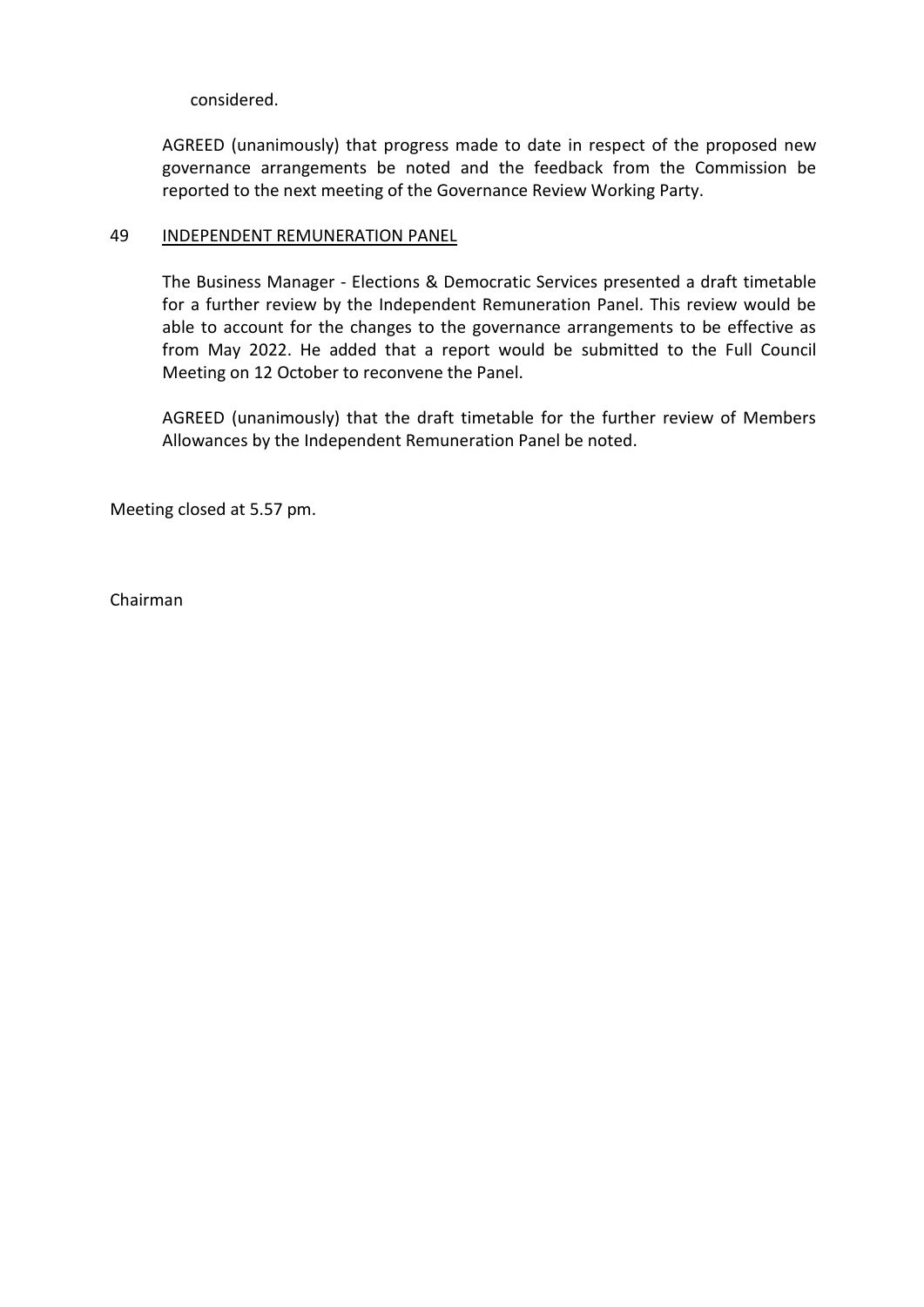considered.

AGREED (unanimously) that progress made to date in respect of the proposed new governance arrangements be noted and the feedback from the Commission be reported to the next meeting of the Governance Review Working Party.

## 49 INDEPENDENT REMUNERATION PANEL

The Business Manager - Elections & Democratic Services presented a draft timetable for a further review by the Independent Remuneration Panel. This review would be able to account for the changes to the governance arrangements to be effective as from May 2022. He added that a report would be submitted to the Full Council Meeting on 12 October to reconvene the Panel.

AGREED (unanimously) that the draft timetable for the further review of Members Allowances by the Independent Remuneration Panel be noted.

Meeting closed at 5.57 pm.

Chairman